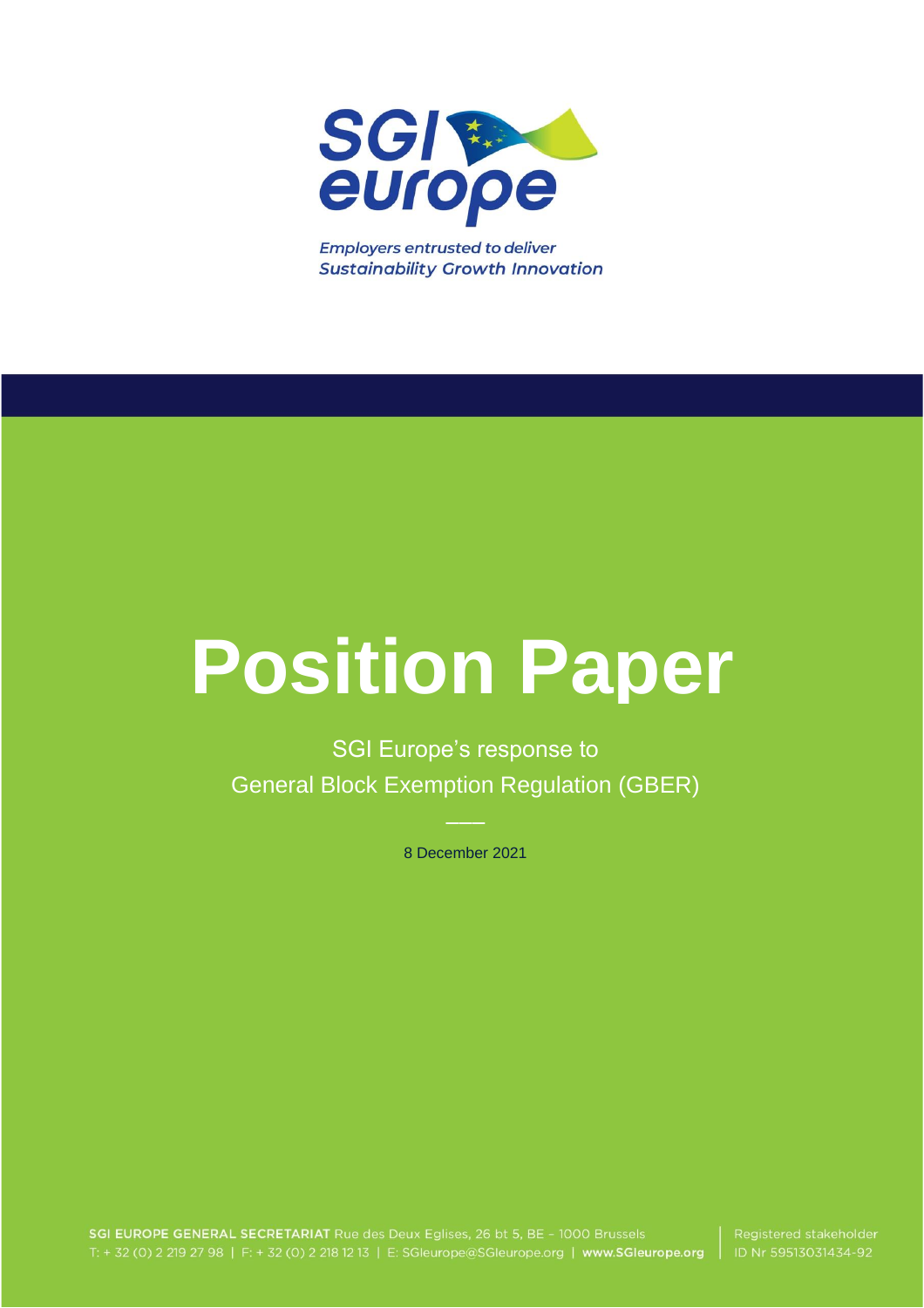SGI europe

*Employers entrusted to deliver*
*Sustainability Growth Innovation*

# Position Paper

SGI Europe's response to
General Block Exemption Regulation (GBER)

8 December 2021

**SGI EUROPE GENERAL SECRETARIAT** Rue des Deux Eglises, 26 bt 5, BE – 1000 Brussels
T: + 32 (0) 2 219 27 98 | F: + 32 (0) 2 218 12 13 | E: SGIeurope@SGIeurope.org | **www.SGIeurope.org**

Registered stakeholder
ID Nr 59513031434-92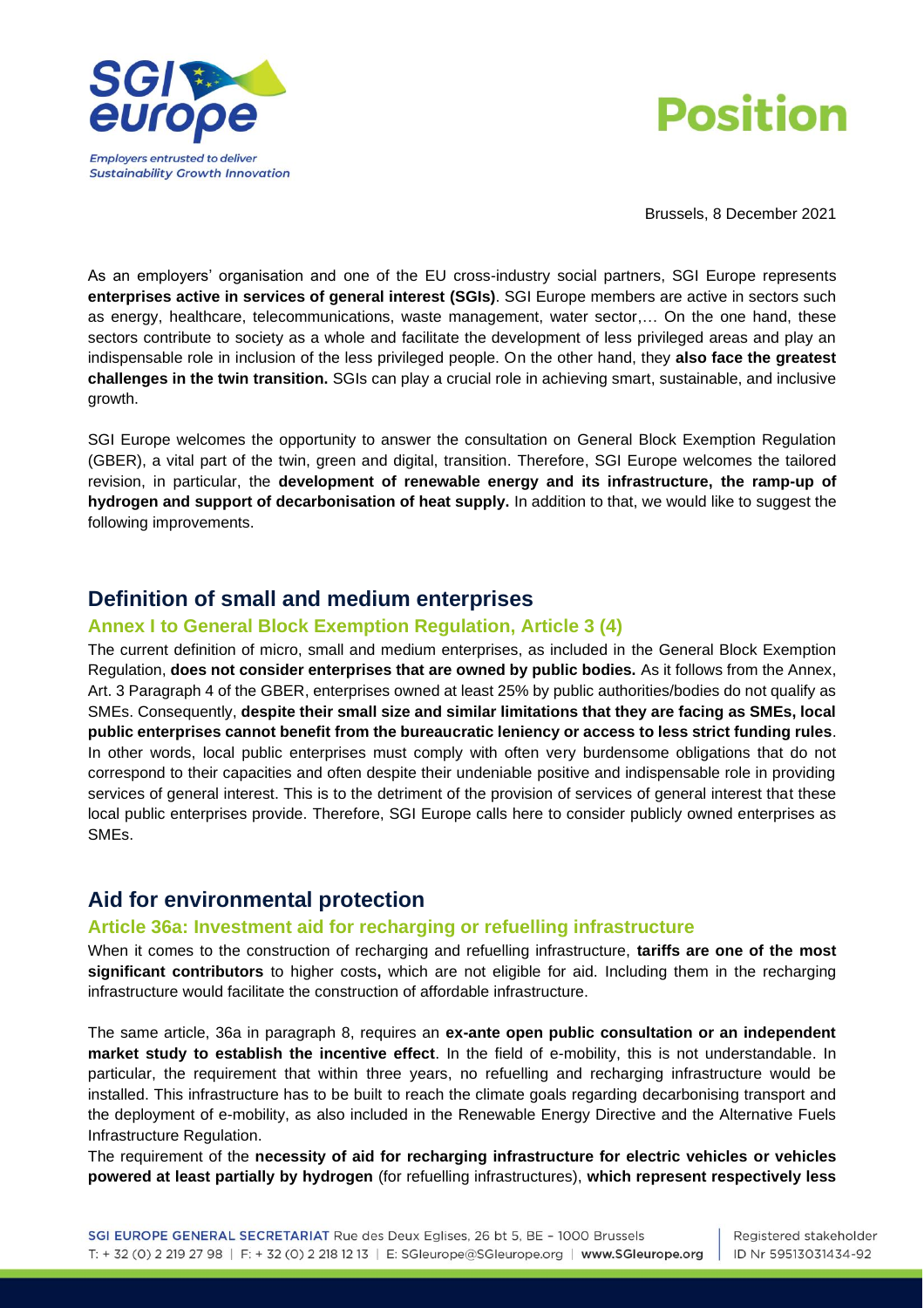**Position**

Brussels, 8 December 2021

As an employers' organisation and one of the EU cross-industry social partners, SGI Europe represents **enterprises active in services of general interest (SGIs)**. SGI Europe members are active in sectors such as energy, healthcare, telecommunications, waste management, water sector,… On the one hand, these sectors contribute to society as a whole and facilitate the development of less privileged areas and play an indispensable role in inclusion of the less privileged people. On the other hand, they **also face the greatest challenges in the twin transition.** SGIs can play a crucial role in achieving smart, sustainable, and inclusive growth.

SGI Europe welcomes the opportunity to answer the consultation on General Block Exemption Regulation (GBER), a vital part of the twin, green and digital, transition. Therefore, SGI Europe welcomes the tailored revision, in particular, the **development of renewable energy and its infrastructure, the ramp-up of hydrogen and support of decarbonisation of heat supply.** In addition to that, we would like to suggest the following improvements.

## Definition of small and medium enterprises

### Annex I to General Block Exemption Regulation, Article 3 (4)

The current definition of micro, small and medium enterprises, as included in the General Block Exemption Regulation, **does not consider enterprises that are owned by public bodies.** As it follows from the Annex, Art. 3 Paragraph 4 of the GBER, enterprises owned at least 25% by public authorities/bodies do not qualify as SMEs. Consequently, **despite their small size and similar limitations that they are facing as SMEs, local public enterprises cannot benefit from the bureaucratic leniency or access to less strict funding rules**. In other words, local public enterprises must comply with often very burdensome obligations that do not correspond to their capacities and often despite their undeniable positive and indispensable role in providing services of general interest. This is to the detriment of the provision of services of general interest that these local public enterprises provide. Therefore, SGI Europe calls here to consider publicly owned enterprises as SMEs.

## Aid for environmental protection

### Article 36a: Investment aid for recharging or refuelling infrastructure

When it comes to the construction of recharging and refuelling infrastructure, **tariffs are one of the most significant contributors** to higher costs**,** which are not eligible for aid. Including them in the recharging infrastructure would facilitate the construction of affordable infrastructure.

The same article, 36a in paragraph 8, requires an **ex-ante open public consultation or an independent market study to establish the incentive effect**. In the field of e-mobility, this is not understandable. In particular, the requirement that within three years, no refuelling and recharging infrastructure would be installed. This infrastructure has to be built to reach the climate goals regarding decarbonising transport and the deployment of e-mobility, as also included in the Renewable Energy Directive and the Alternative Fuels Infrastructure Regulation.

The requirement of the **necessity of aid for recharging infrastructure for electric vehicles or vehicles powered at least partially by hydrogen** (for refuelling infrastructures), **which represent respectively less**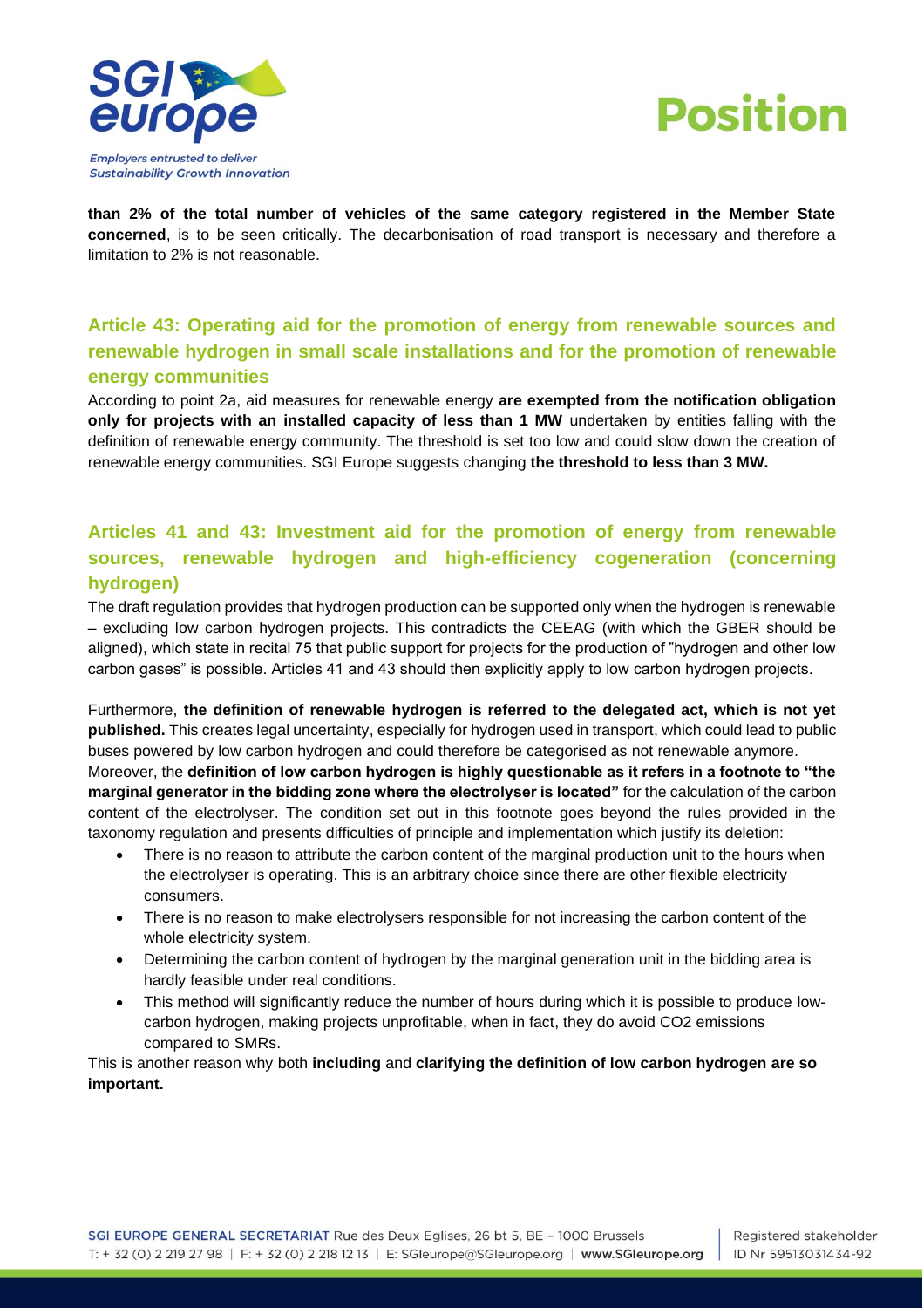**than 2% of the total number of vehicles of the same category registered in the Member State concerned**, is to be seen critically. The decarbonisation of road transport is necessary and therefore a limitation to 2% is not reasonable.

## Article 43: Operating aid for the promotion of energy from renewable sources and renewable hydrogen in small scale installations and for the promotion of renewable energy communities

According to point 2a, aid measures for renewable energy **are exempted from the notification obligation only for projects with an installed capacity of less than 1 MW** undertaken by entities falling with the definition of renewable energy community. The threshold is set too low and could slow down the creation of renewable energy communities. SGI Europe suggests changing **the threshold to less than 3 MW.**

## Articles 41 and 43: Investment aid for the promotion of energy from renewable sources, renewable hydrogen and high-efficiency cogeneration (concerning hydrogen)

The draft regulation provides that hydrogen production can be supported only when the hydrogen is renewable – excluding low carbon hydrogen projects. This contradicts the CEEAG (with which the GBER should be aligned), which state in recital 75 that public support for projects for the production of "hydrogen and other low carbon gases" is possible. Articles 41 and 43 should then explicitly apply to low carbon hydrogen projects.

Furthermore, **the definition of renewable hydrogen is referred to the delegated act, which is not yet published.** This creates legal uncertainty, especially for hydrogen used in transport, which could lead to public buses powered by low carbon hydrogen and could therefore be categorised as not renewable anymore.
Moreover, the **definition of low carbon hydrogen is highly questionable as it refers in a footnote to "the marginal generator in the bidding zone where the electrolyser is located"** for the calculation of the carbon content of the electrolyser. The condition set out in this footnote goes beyond the rules provided in the taxonomy regulation and presents difficulties of principle and implementation which justify its deletion:

- There is no reason to attribute the carbon content of the marginal production unit to the hours when the electrolyser is operating. This is an arbitrary choice since there are other flexible electricity consumers.
- There is no reason to make electrolysers responsible for not increasing the carbon content of the whole electricity system.
- Determining the carbon content of hydrogen by the marginal generation unit in the bidding area is hardly feasible under real conditions.
- This method will significantly reduce the number of hours during which it is possible to produce low-carbon hydrogen, making projects unprofitable, when in fact, they do avoid $CO_2$ emissions compared to SMRs.

This is another reason why both **including** and **clarifying the definition of low carbon hydrogen are so important.**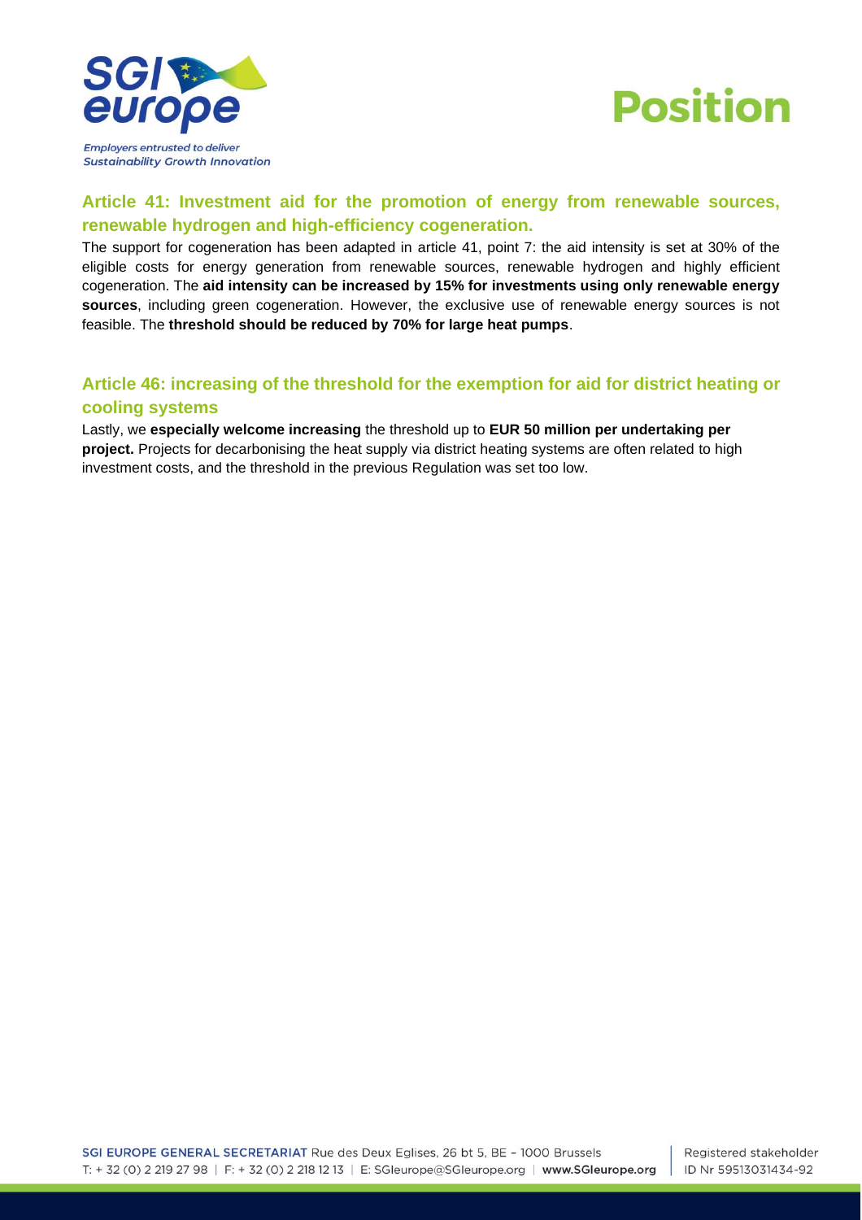## Article 41: Investment aid for the promotion of energy from renewable sources, renewable hydrogen and high-efficiency cogeneration.

The support for cogeneration has been adapted in article 41, point 7: the aid intensity is set at 30% of the eligible costs for energy generation from renewable sources, renewable hydrogen and highly efficient cogeneration. The **aid intensity can be increased by 15% for investments using only renewable energy sources**, including green cogeneration. However, the exclusive use of renewable energy sources is not feasible. The **threshold should be reduced by 70% for large heat pumps**.

## Article 46: increasing of the threshold for the exemption for aid for district heating or cooling systems

Lastly, we **especially welcome increasing** the threshold up to **EUR 50 million per undertaking per project.** Projects for decarbonising the heat supply via district heating systems are often related to high investment costs, and the threshold in the previous Regulation was set too low.